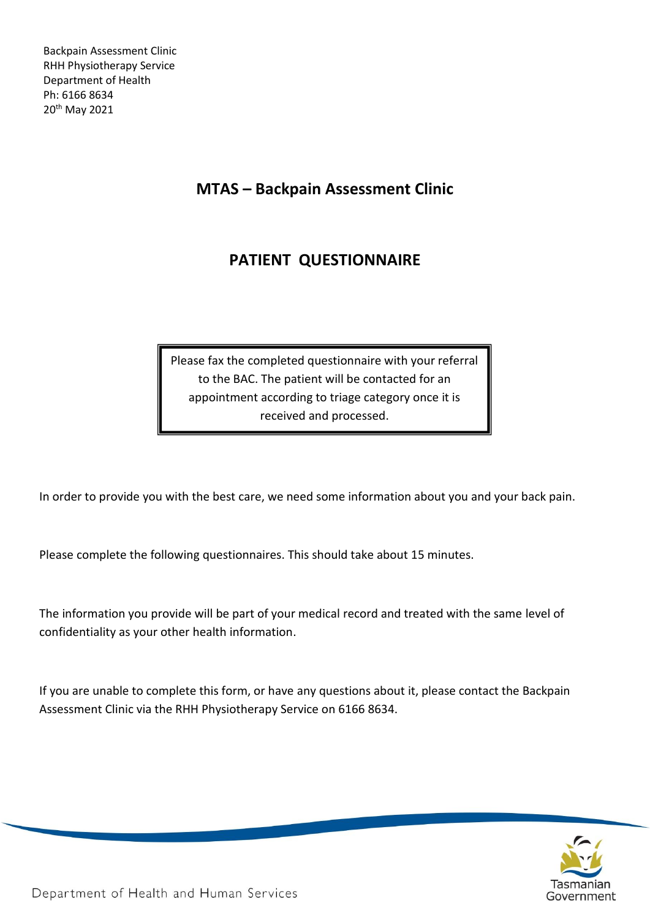Backpain Assessment Clinic
RHH Physiotherapy Service
Department of Health
Ph: 6166 8634
20th May 2021

# MTAS – Backpain Assessment Clinic

# PATIENT QUESTIONNAIRE

Please fax the completed questionnaire with your referral to the BAC. The patient will be contacted for an appointment according to triage category once it is received and processed.

In order to provide you with the best care, we need some information about you and your back pain.

Please complete the following questionnaires. This should take about 15 minutes.

The information you provide will be part of your medical record and treated with the same level of confidentiality as your other health information.

If you are unable to complete this form, or have any questions about it, please contact the Backpain Assessment Clinic via the RHH Physiotherapy Service on 6166 8634.

Department of Health and Human Services

Tasmanian Government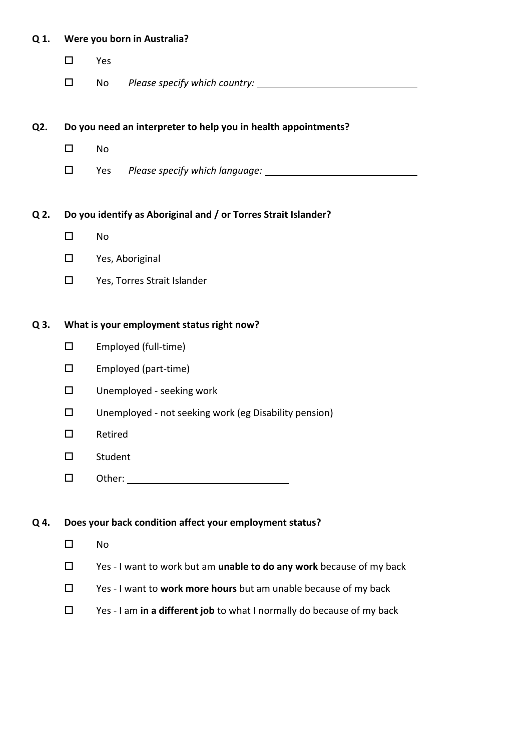**Q 1. Were you born in Australia?**

- ☐ Yes
- ☐ No *Please specify which country:* ______________________________

**Q2. Do you need an interpreter to help you in health appointments?**

- ☐ No
- ☐ Yes *Please specify which language:* ______________________________

**Q 2. Do you identify as Aboriginal and / or Torres Strait Islander?**

- ☐ No
- ☐ Yes, Aboriginal
- ☐ Yes, Torres Strait Islander

**Q 3. What is your employment status right now?**

- ☐ Employed (full-time)
- ☐ Employed (part-time)
- ☐ Unemployed - seeking work
- ☐ Unemployed - not seeking work (eg Disability pension)
- ☐ Retired
- ☐ Student
- ☐ Other: ______________________________

**Q 4. Does your back condition affect your employment status?**

- ☐ No
- ☐ Yes - I want to work but am **unable to do any work** because of my back
- ☐ Yes - I want to **work more hours** but am unable because of my back
- ☐ Yes - I am **in a different job** to what I normally do because of my back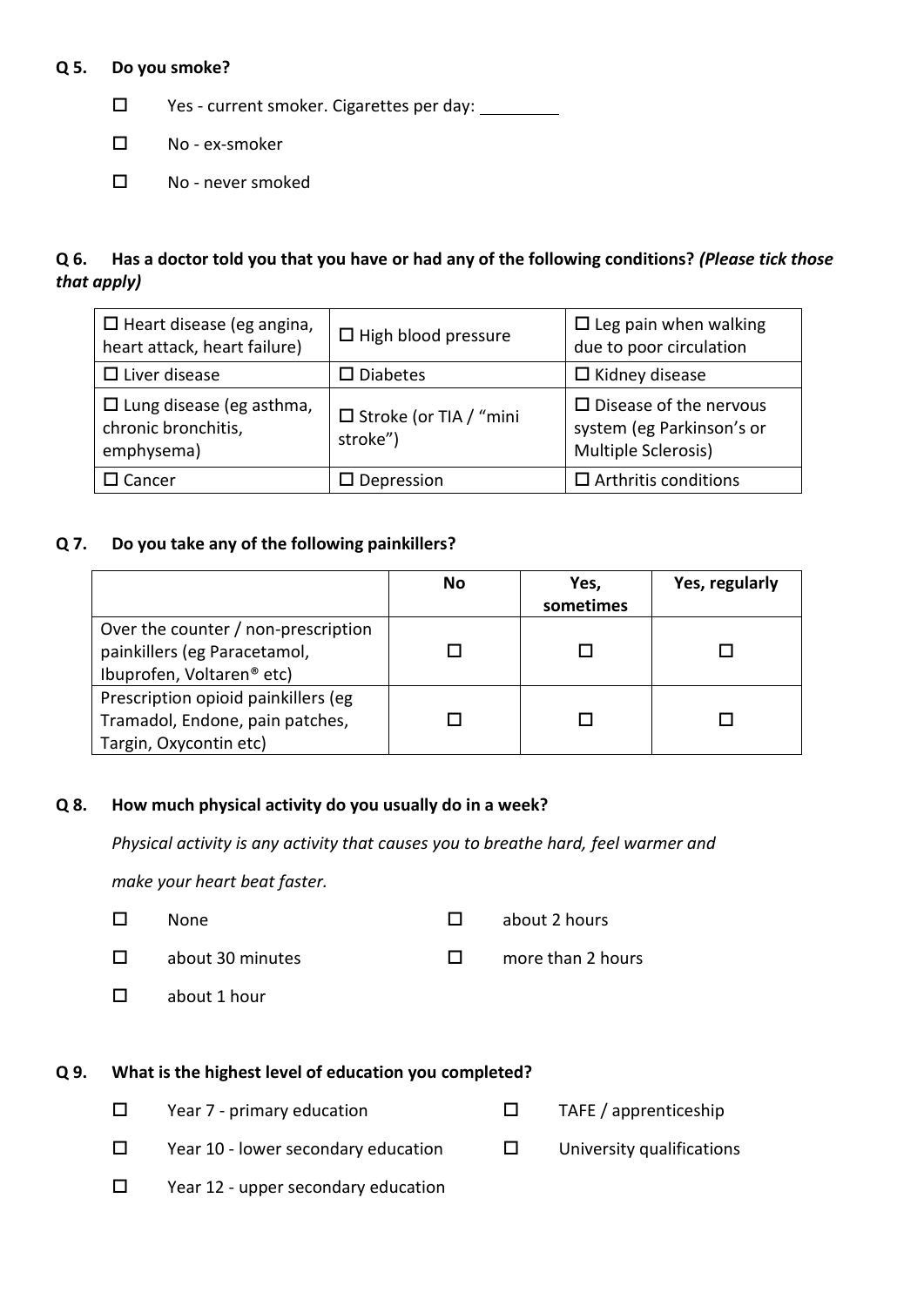**Q 5. Do you smoke?**

- ☐ Yes - current smoker. Cigarettes per day: _________
- ☐ No - ex-smoker
- ☐ No - never smoked

**Q 6. Has a doctor told you that you have or had any of the following conditions?** ***(Please tick those that apply)***

| | | |
|---|---|---|
| ☐ Heart disease (eg angina, heart attack, heart failure) | ☐ High blood pressure | ☐ Leg pain when walking due to poor circulation |
| ☐ Liver disease | ☐ Diabetes | ☐ Kidney disease |
| ☐ Lung disease (eg asthma, chronic bronchitis, emphysema) | ☐ Stroke (or TIA / "mini stroke") | ☐ Disease of the nervous system (eg Parkinson's or Multiple Sclerosis) |
| ☐ Cancer | ☐ Depression | ☐ Arthritis conditions |

**Q 7. Do you take any of the following painkillers?**

| | No | Yes, sometimes | Yes, regularly |
|---|---|---|---|
| Over the counter / non-prescription painkillers (eg Paracetamol, Ibuprofen, Voltaren® etc) | ☐ | ☐ | ☐ |
| Prescription opioid painkillers (eg Tramadol, Endone, pain patches, Targin, Oxycontin etc) | ☐ | ☐ | ☐ |

**Q 8. How much physical activity do you usually do in a week?**

*Physical activity is any activity that causes you to breathe hard, feel warmer and make your heart beat faster.*

- ☐ None
- ☐ about 30 minutes
- ☐ about 1 hour
- ☐ about 2 hours
- ☐ more than 2 hours

**Q 9. What is the highest level of education you completed?**

- ☐ Year 7 - primary education
- ☐ Year 10 - lower secondary education
- ☐ Year 12 - upper secondary education
- ☐ TAFE / apprenticeship
- ☐ University qualifications